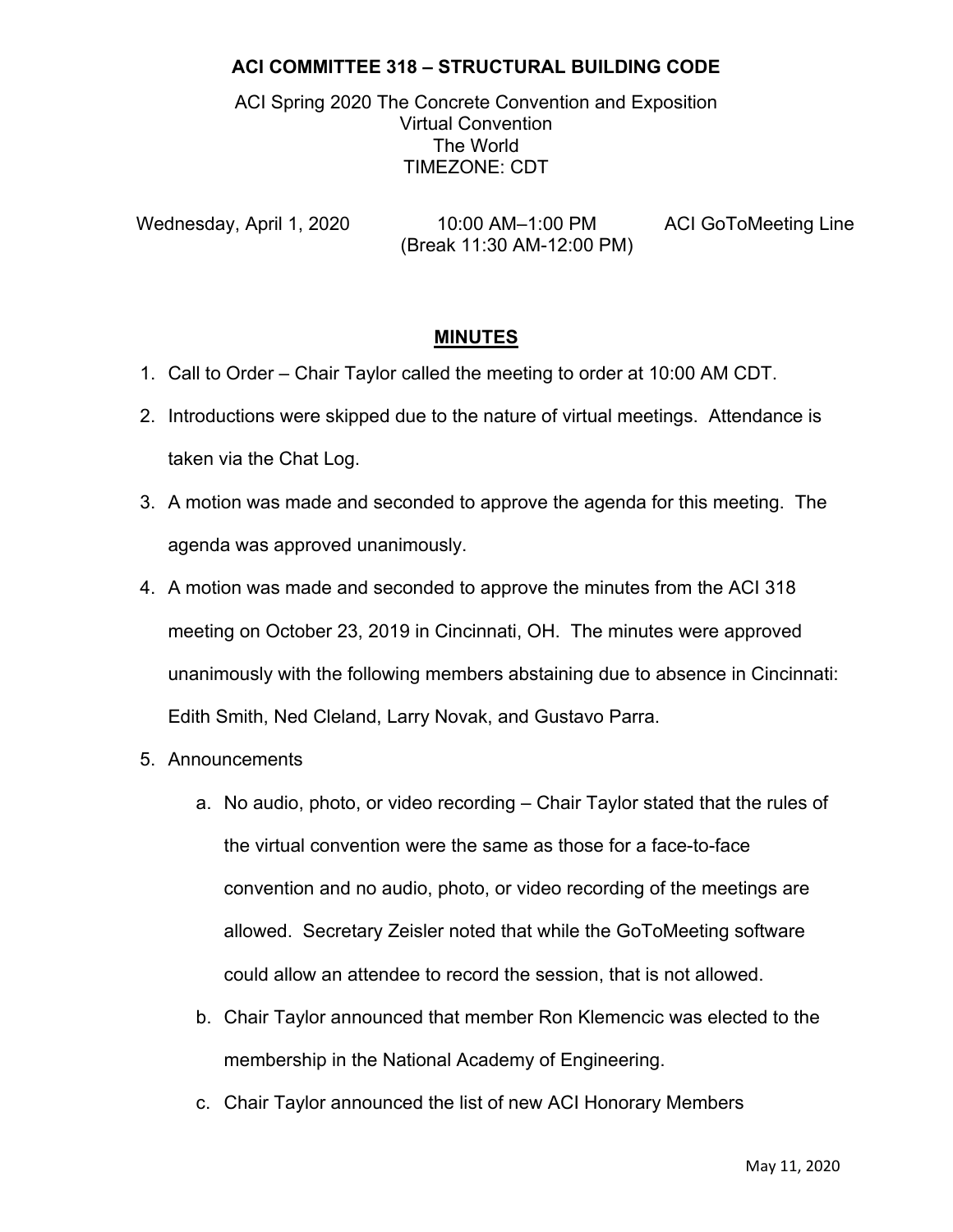**ACI COMMITTEE 318 – STRUCTURAL BUILDING CODE**

ACI Spring 2020 The Concrete Convention and Exposition
Virtual Convention
The World
TIMEZONE: CDT

Wednesday, April 1, 2020 | 10:00 AM–1:00 PM (Break 11:30 AM-12:00 PM) | ACI GoToMeeting Line

## MINUTES

1. Call to Order – Chair Taylor called the meeting to order at 10:00 AM CDT.
2. Introductions were skipped due to the nature of virtual meetings. Attendance is taken via the Chat Log.
3. A motion was made and seconded to approve the agenda for this meeting. The agenda was approved unanimously.
4. A motion was made and seconded to approve the minutes from the ACI 318 meeting on October 23, 2019 in Cincinnati, OH. The minutes were approved unanimously with the following members abstaining due to absence in Cincinnati: Edith Smith, Ned Cleland, Larry Novak, and Gustavo Parra.
5. Announcements
    a. No audio, photo, or video recording – Chair Taylor stated that the rules of the virtual convention were the same as those for a face-to-face convention and no audio, photo, or video recording of the meetings are allowed. Secretary Zeisler noted that while the GoToMeeting software could allow an attendee to record the session, that is not allowed.
    b. Chair Taylor announced that member Ron Klemencic was elected to the membership in the National Academy of Engineering.
    c. Chair Taylor announced the list of new ACI Honorary Members

May 11, 2020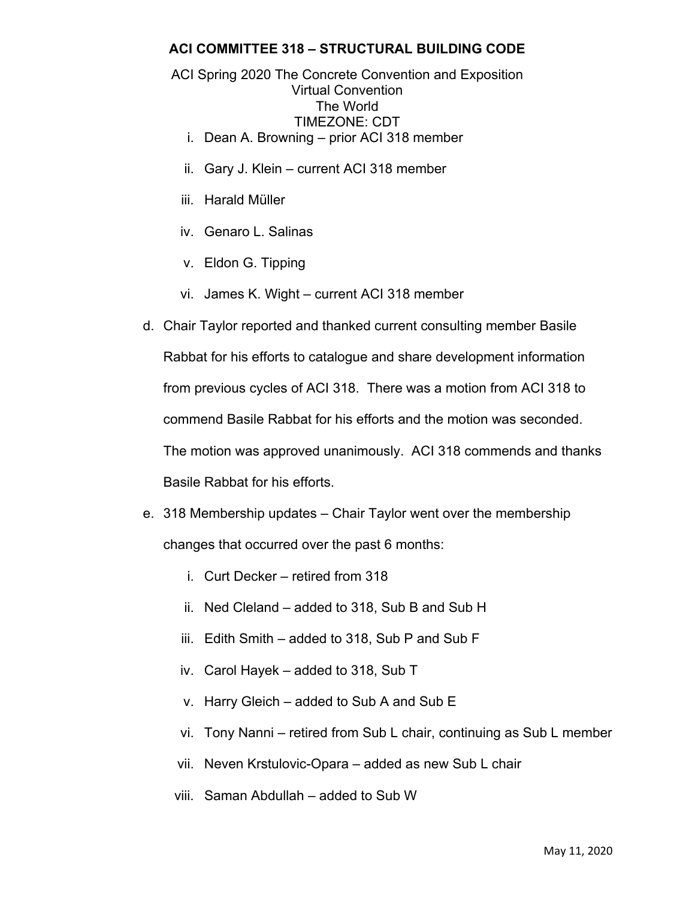**ACI COMMITTEE 318 – STRUCTURAL BUILDING CODE**

ACI Spring 2020 The Concrete Convention and Exposition
Virtual Convention
The World
TIMEZONE: CDT

i. Dean A. Browning – prior ACI 318 member
ii. Gary J. Klein – current ACI 318 member
iii. Harald Müller
iv. Genaro L. Salinas
v. Eldon G. Tipping
vi. James K. Wight – current ACI 318 member

d. Chair Taylor reported and thanked current consulting member Basile Rabbat for his efforts to catalogue and share development information from previous cycles of ACI 318. There was a motion from ACI 318 to commend Basile Rabbat for his efforts and the motion was seconded. The motion was approved unanimously. ACI 318 commends and thanks Basile Rabbat for his efforts.

e. 318 Membership updates – Chair Taylor went over the membership changes that occurred over the past 6 months:

i. Curt Decker – retired from 318
ii. Ned Cleland – added to 318, Sub B and Sub H
iii. Edith Smith – added to 318, Sub P and Sub F
iv. Carol Hayek – added to 318, Sub T
v. Harry Gleich – added to Sub A and Sub E
vi. Tony Nanni – retired from Sub L chair, continuing as Sub L member
vii. Neven Krstulovic-Opara – added as new Sub L chair
viii. Saman Abdullah – added to Sub W

May 11, 2020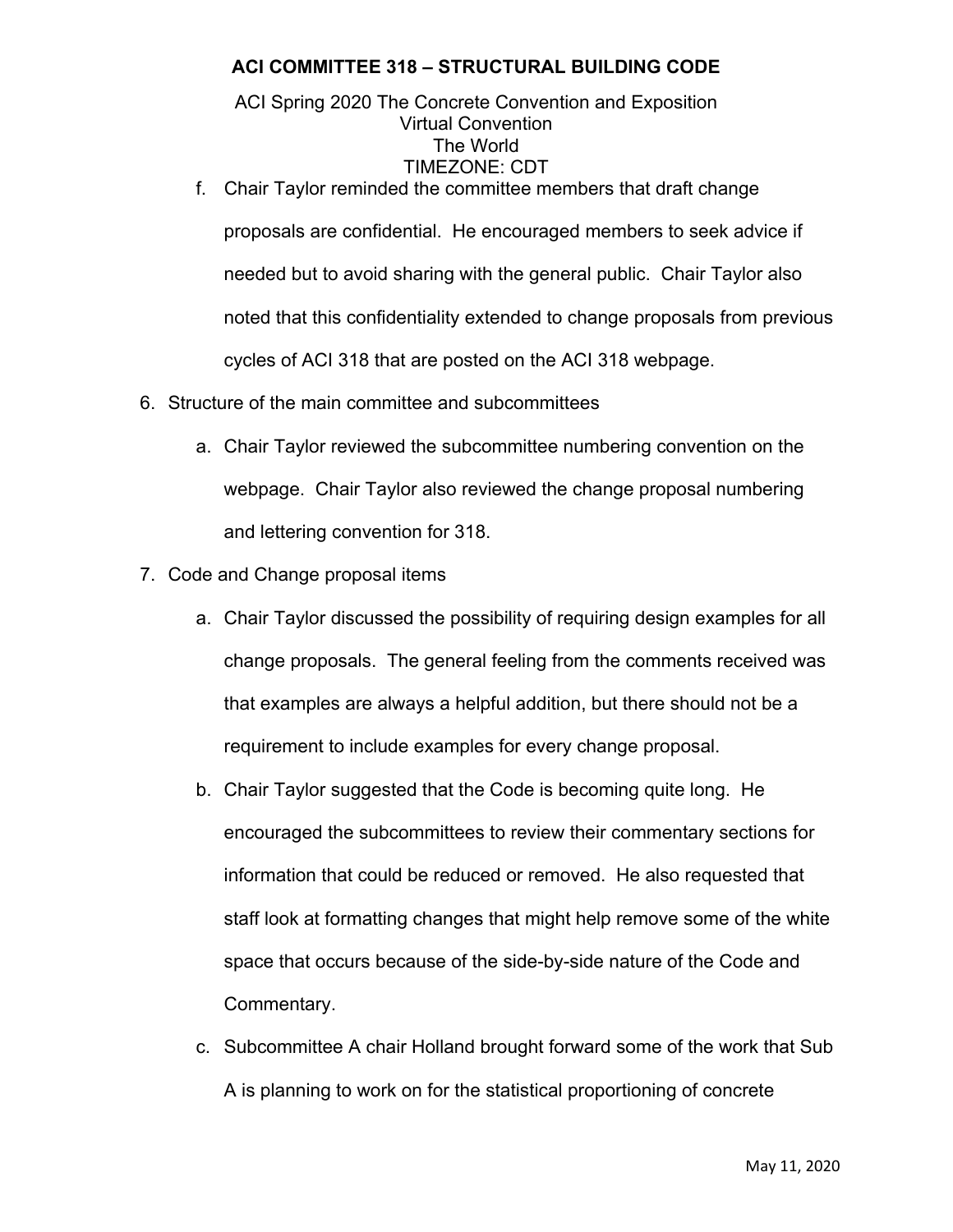f. Chair Taylor reminded the committee members that draft change proposals are confidential. He encouraged members to seek advice if needed but to avoid sharing with the general public. Chair Taylor also noted that this confidentiality extended to change proposals from previous cycles of ACI 318 that are posted on the ACI 318 webpage.

6. Structure of the main committee and subcommittees

   a. Chair Taylor reviewed the subcommittee numbering convention on the webpage. Chair Taylor also reviewed the change proposal numbering and lettering convention for 318.

7. Code and Change proposal items

   a. Chair Taylor discussed the possibility of requiring design examples for all change proposals. The general feeling from the comments received was that examples are always a helpful addition, but there should not be a requirement to include examples for every change proposal.

   b. Chair Taylor suggested that the Code is becoming quite long. He encouraged the subcommittees to review their commentary sections for information that could be reduced or removed. He also requested that staff look at formatting changes that might help remove some of the white space that occurs because of the side-by-side nature of the Code and Commentary.

   c. Subcommittee A chair Holland brought forward some of the work that Sub A is planning to work on for the statistical proportioning of concrete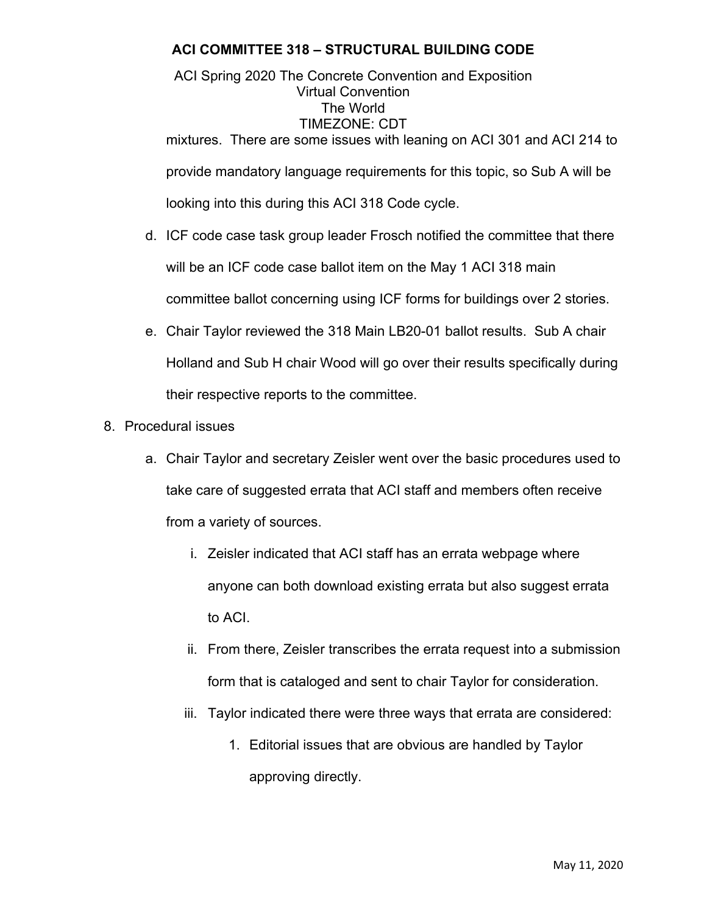mixtures. There are some issues with leaning on ACI 301 and ACI 214 to provide mandatory language requirements for this topic, so Sub A will be looking into this during this ACI 318 Code cycle.

d. ICF code case task group leader Frosch notified the committee that there will be an ICF code case ballot item on the May 1 ACI 318 main committee ballot concerning using ICF forms for buildings over 2 stories.

e. Chair Taylor reviewed the 318 Main LB20-01 ballot results. Sub A chair Holland and Sub H chair Wood will go over their results specifically during their respective reports to the committee.

8. Procedural issues

   a. Chair Taylor and secretary Zeisler went over the basic procedures used to take care of suggested errata that ACI staff and members often receive from a variety of sources.

      i. Zeisler indicated that ACI staff has an errata webpage where anyone can both download existing errata but also suggest errata to ACI.

      ii. From there, Zeisler transcribes the errata request into a submission form that is cataloged and sent to chair Taylor for consideration.

      iii. Taylor indicated there were three ways that errata are considered:

         1. Editorial issues that are obvious are handled by Taylor approving directly.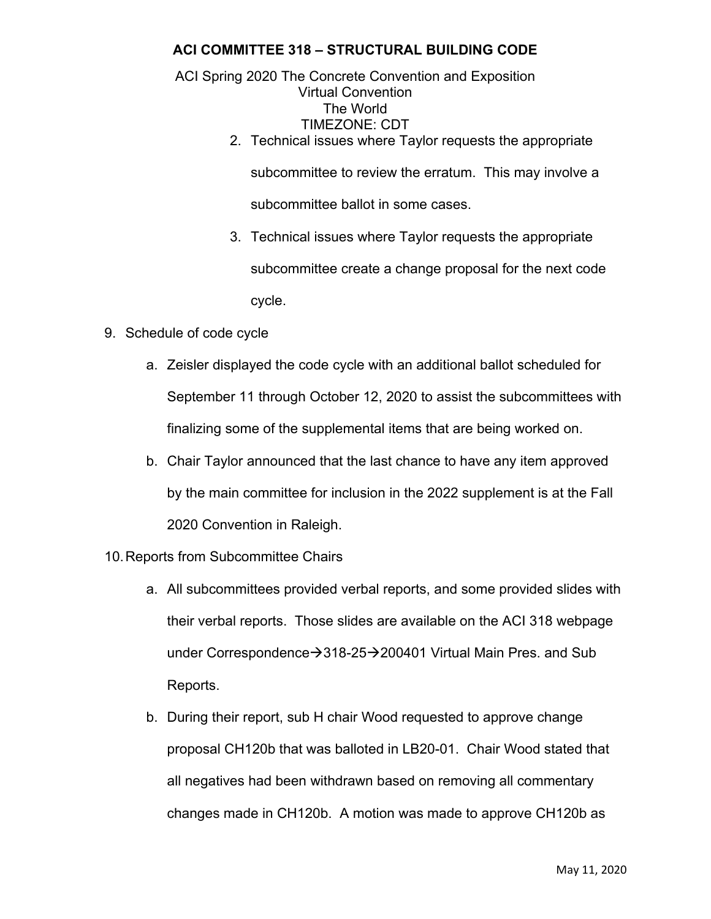2. Technical issues where Taylor requests the appropriate subcommittee to review the erratum. This may involve a subcommittee ballot in some cases.
3. Technical issues where Taylor requests the appropriate subcommittee create a change proposal for the next code cycle.

9. Schedule of code cycle
   a. Zeisler displayed the code cycle with an additional ballot scheduled for September 11 through October 12, 2020 to assist the subcommittees with finalizing some of the supplemental items that are being worked on.
   b. Chair Taylor announced that the last chance to have any item approved by the main committee for inclusion in the 2022 supplement is at the Fall 2020 Convention in Raleigh.

10. Reports from Subcommittee Chairs
   a. All subcommittees provided verbal reports, and some provided slides with their verbal reports. Those slides are available on the ACI 318 webpage under Correspondence→318-25→200401 Virtual Main Pres. and Sub Reports.
   b. During their report, sub H chair Wood requested to approve change proposal CH120b that was balloted in LB20-01. Chair Wood stated that all negatives had been withdrawn based on removing all commentary changes made in CH120b. A motion was made to approve CH120b as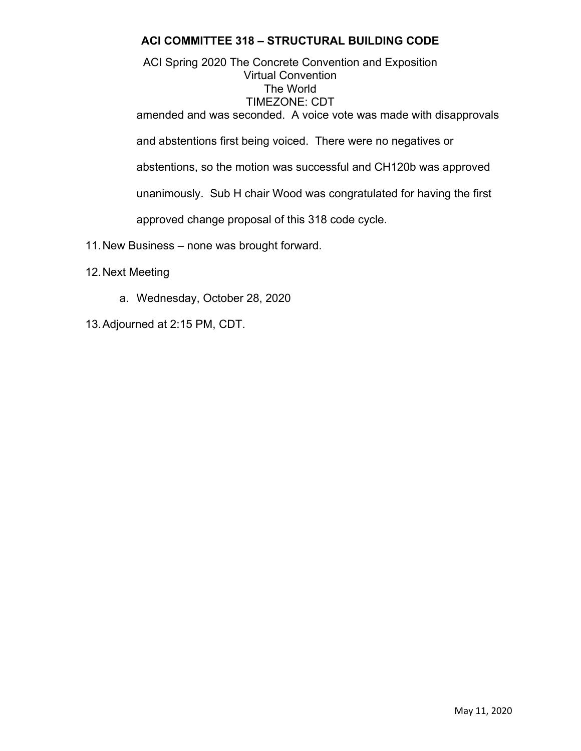amended and was seconded. A voice vote was made with disapprovals and abstentions first being voiced. There were no negatives or abstentions, so the motion was successful and CH120b was approved unanimously. Sub H chair Wood was congratulated for having the first approved change proposal of this 318 code cycle.

11. New Business – none was brought forward.

12. Next Meeting

    a. Wednesday, October 28, 2020

13. Adjourned at 2:15 PM, CDT.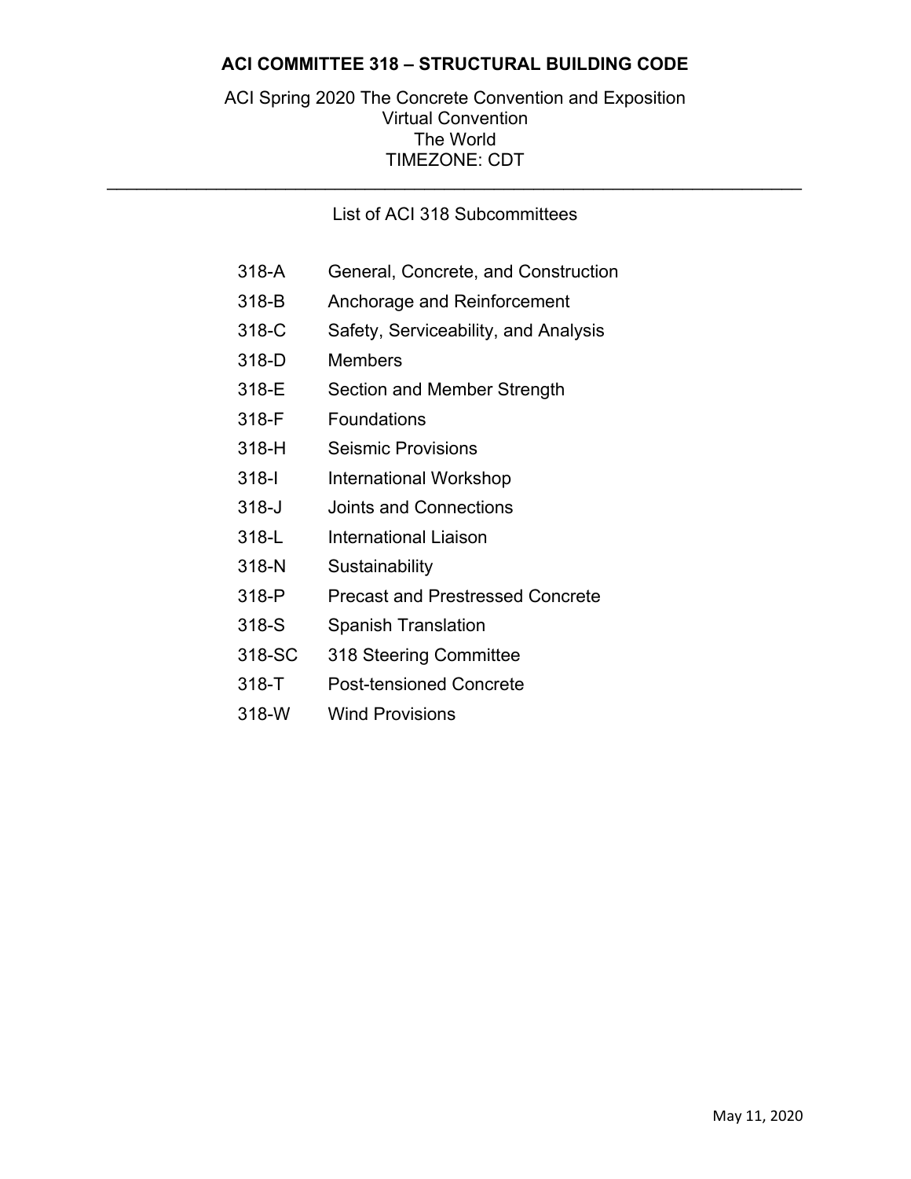# ACI COMMITTEE 318 – STRUCTURAL BUILDING CODE

ACI Spring 2020 The Concrete Convention and Exposition
Virtual Convention
The World
TIMEZONE: CDT

---

## List of ACI 318 Subcommittees

| | |
|---|---|
| 318-A | General, Concrete, and Construction |
| 318-B | Anchorage and Reinforcement |
| 318-C | Safety, Serviceability, and Analysis |
| 318-D | Members |
| 318-E | Section and Member Strength |
| 318-F | Foundations |
| 318-H | Seismic Provisions |
| 318-I | International Workshop |
| 318-J | Joints and Connections |
| 318-L | International Liaison |
| 318-N | Sustainability |
| 318-P | Precast and Prestressed Concrete |
| 318-S | Spanish Translation |
| 318-SC | 318 Steering Committee |
| 318-T | Post-tensioned Concrete |
| 318-W | Wind Provisions |

May 11, 2020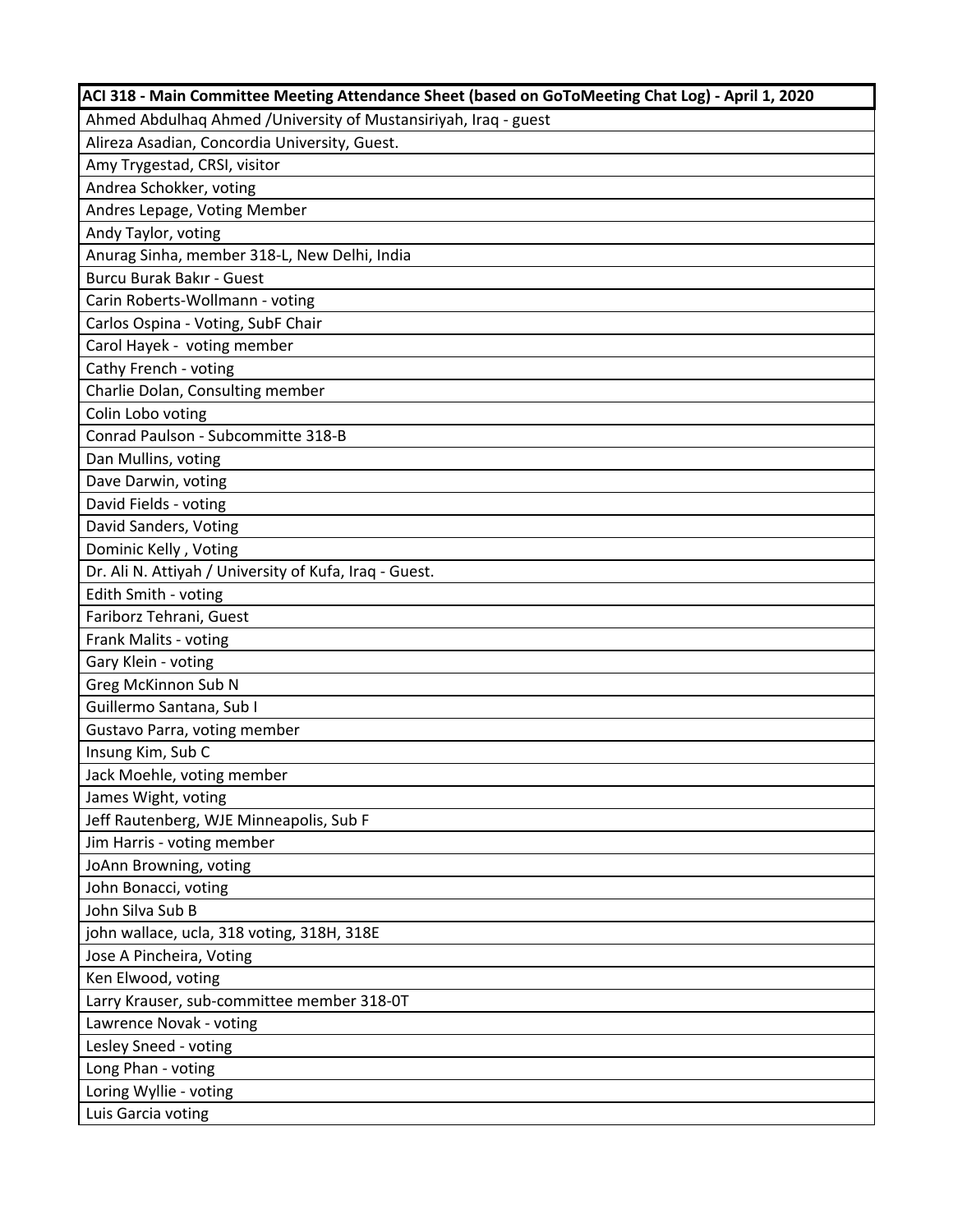| ACI 318 - Main Committee Meeting Attendance Sheet (based on GoToMeeting Chat Log) - April 1, 2020 |
|---|
| Ahmed Abdulhaq Ahmed /University of Mustansiriyah, Iraq - guest |
| Alireza Asadian, Concordia University, Guest. |
| Amy Trygestad, CRSI, visitor |
| Andrea Schokker, voting |
| Andres Lepage, Voting Member |
| Andy Taylor, voting |
| Anurag Sinha, member 318-L, New Delhi, India |
| Burcu Burak Bakır - Guest |
| Carin Roberts-Wollmann - voting |
| Carlos Ospina - Voting, SubF Chair |
| Carol Hayek - voting member |
| Cathy French - voting |
| Charlie Dolan, Consulting member |
| Colin Lobo voting |
| Conrad Paulson - Subcommitte 318-B |
| Dan Mullins, voting |
| Dave Darwin, voting |
| David Fields - voting |
| David Sanders, Voting |
| Dominic Kelly , Voting |
| Dr. Ali N. Attiyah / University of Kufa, Iraq - Guest. |
| Edith Smith - voting |
| Fariborz Tehrani, Guest |
| Frank Malits - voting |
| Gary Klein - voting |
| Greg McKinnon Sub N |
| Guillermo Santana, Sub I |
| Gustavo Parra, voting member |
| Insung Kim, Sub C |
| Jack Moehle, voting member |
| James Wight, voting |
| Jeff Rautenberg, WJE Minneapolis, Sub F |
| Jim Harris - voting member |
| JoAnn Browning, voting |
| John Bonacci, voting |
| John Silva Sub B |
| john wallace, ucla, 318 voting, 318H, 318E |
| Jose A Pincheira, Voting |
| Ken Elwood, voting |
| Larry Krauser, sub-committee member 318-0T |
| Lawrence Novak - voting |
| Lesley Sneed - voting |
| Long Phan - voting |
| Loring Wyllie - voting |
| Luis Garcia voting |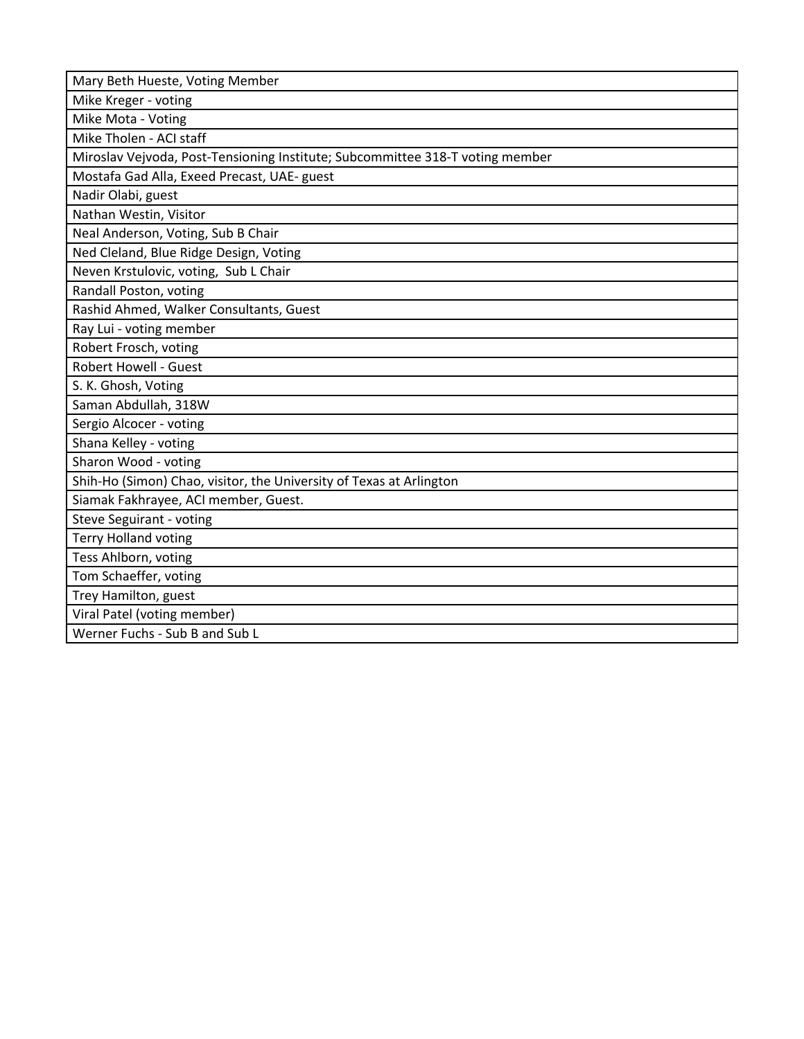| Mary Beth Hueste, Voting Member |
| --- |
| Mike Kreger - voting |
| Mike Mota - Voting |
| Mike Tholen - ACI staff |
| Miroslav Vejvoda, Post-Tensioning Institute; Subcommittee 318-T voting member |
| Mostafa Gad Alla, Exeed Precast, UAE- guest |
| Nadir Olabi, guest |
| Nathan Westin, Visitor |
| Neal Anderson, Voting, Sub B Chair |
| Ned Cleland, Blue Ridge Design, Voting |
| Neven Krstulovic, voting, Sub L Chair |
| Randall Poston, voting |
| Rashid Ahmed, Walker Consultants, Guest |
| Ray Lui - voting member |
| Robert Frosch, voting |
| Robert Howell - Guest |
| S. K. Ghosh, Voting |
| Saman Abdullah, 318W |
| Sergio Alcocer - voting |
| Shana Kelley - voting |
| Sharon Wood - voting |
| Shih-Ho (Simon) Chao, visitor, the University of Texas at Arlington |
| Siamak Fakhrayee, ACI member, Guest. |
| Steve Seguirant - voting |
| Terry Holland voting |
| Tess Ahlborn, voting |
| Tom Schaeffer, voting |
| Trey Hamilton, guest |
| Viral Patel (voting member) |
| Werner Fuchs - Sub B and Sub L |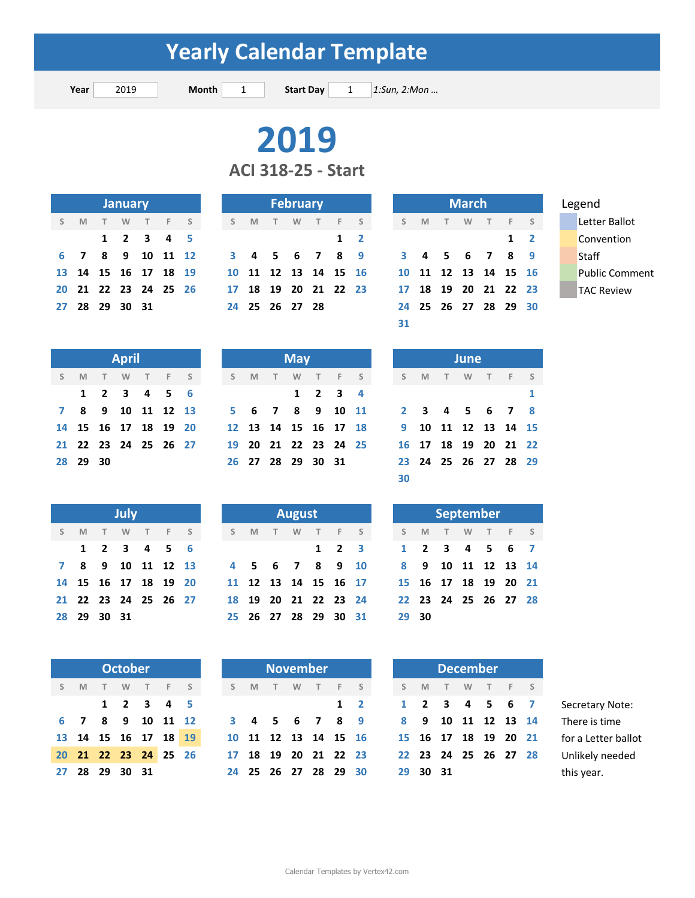# Yearly Calendar Template

**Year** 2019 **Month** 1 **Start Day** 1 *1:Sun, 2:Mon ...*

# 2019

## ACI 318-25 - Start

### January

| S | M | T | W | T | F | S |
|---|---|---|---|---|---|---|
| | | 1 | 2 | 3 | 4 | 5 |
| 6 | 7 | 8 | 9 | 10 | 11 | 12 |
| 13 | 14 | 15 | 16 | 17 | 18 | 19 |
| 20 | 21 | 22 | 23 | 24 | 25 | 26 |
| 27 | 28 | 29 | 30 | 31 | | |

### February

| S | M | T | W | T | F | S |
|---|---|---|---|---|---|---|
| | | | | | 1 | 2 |
| 3 | 4 | 5 | 6 | 7 | 8 | 9 |
| 10 | 11 | 12 | 13 | 14 | 15 | 16 |
| 17 | 18 | 19 | 20 | 21 | 22 | 23 |
| 24 | 25 | 26 | 27 | 28 | | |

### March

| S | M | T | W | T | F | S |
|---|---|---|---|---|---|---|
| | | | | | 1 | 2 |
| 3 | 4 | 5 | 6 | 7 | 8 | 9 |
| 10 | 11 | 12 | 13 | 14 | 15 | 16 |
| 17 | 18 | 19 | 20 | 21 | 22 | 23 |
| 24 | 25 | 26 | 27 | 28 | 29 | 30 |
| 31 | | | | | | |

### April

| S | M | T | W | T | F | S |
|---|---|---|---|---|---|---|
| | 1 | 2 | 3 | 4 | 5 | 6 |
| 7 | 8 | 9 | 10 | 11 | 12 | 13 |
| 14 | 15 | 16 | 17 | 18 | 19 | 20 |
| 21 | 22 | 23 | 24 | 25 | 26 | 27 |
| 28 | 29 | 30 | | | | |

### May

| S | M | T | W | T | F | S |
|---|---|---|---|---|---|---|
| | | | 1 | 2 | 3 | 4 |
| 5 | 6 | 7 | 8 | 9 | 10 | 11 |
| 12 | 13 | 14 | 15 | 16 | 17 | 18 |
| 19 | 20 | 21 | 22 | 23 | 24 | 25 |
| 26 | 27 | 28 | 29 | 30 | 31 | |

### June

| S | M | T | W | T | F | S |
|---|---|---|---|---|---|---|
| | | | | | | 1 |
| 2 | 3 | 4 | 5 | 6 | 7 | 8 |
| 9 | 10 | 11 | 12 | 13 | 14 | 15 |
| 16 | 17 | 18 | 19 | 20 | 21 | 22 |
| 23 | 24 | 25 | 26 | 27 | 28 | 29 |
| 30 | | | | | | |

### July

| S | M | T | W | T | F | S |
|---|---|---|---|---|---|---|
| | 1 | 2 | 3 | 4 | 5 | 6 |
| 7 | 8 | 9 | 10 | 11 | 12 | 13 |
| 14 | 15 | 16 | 17 | 18 | 19 | 20 |
| 21 | 22 | 23 | 24 | 25 | 26 | 27 |
| 28 | 29 | 30 | 31 | | | |

### August

| S | M | T | W | T | F | S |
|---|---|---|---|---|---|---|
| | | | | 1 | 2 | 3 |
| 4 | 5 | 6 | 7 | 8 | 9 | 10 |
| 11 | 12 | 13 | 14 | 15 | 16 | 17 |
| 18 | 19 | 20 | 21 | 22 | 23 | 24 |
| 25 | 26 | 27 | 28 | 29 | 30 | 31 |

### September

| S | M | T | W | T | F | S |
|---|---|---|---|---|---|---|
| 1 | 2 | 3 | 4 | 5 | 6 | 7 |
| 8 | 9 | 10 | 11 | 12 | 13 | 14 |
| 15 | 16 | 17 | 18 | 19 | 20 | 21 |
| 22 | 23 | 24 | 25 | 26 | 27 | 28 |
| 29 | 30 | | | | | |

### October

| S | M | T | W | T | F | S |
|---|---|---|---|---|---|---|
| | | 1 | 2 | 3 | 4 | 5 |
| 6 | 7 | 8 | 9 | 10 | 11 | 12 |
| 13 | 14 | 15 | 16 | 17 | 18 | 19 |
| 20 | 21 | 22 | 23 | 24 | 25 | 26 |
| 27 | 28 | 29 | 30 | 31 | | |

### November

| S | M | T | W | T | F | S |
|---|---|---|---|---|---|---|
| | | | | | 1 | 2 |
| 3 | 4 | 5 | 6 | 7 | 8 | 9 |
| 10 | 11 | 12 | 13 | 14 | 15 | 16 |
| 17 | 18 | 19 | 20 | 21 | 22 | 23 |
| 24 | 25 | 26 | 27 | 28 | 29 | 30 |

### December

| S | M | T | W | T | F | S |
|---|---|---|---|---|---|---|
| 1 | 2 | 3 | 4 | 5 | 6 | 7 |
| 8 | 9 | 10 | 11 | 12 | 13 | 14 |
| 15 | 16 | 17 | 18 | 19 | 20 | 21 |
| 22 | 23 | 24 | 25 | 26 | 27 | 28 |
| 29 | 30 | 31 | | | | |

### Legend

- Letter Ballot
- Convention
- Staff
- Public Comment
- TAC Review

Secretary Note: There is time for a Letter ballot Unlikely needed this year.

Calendar Templates by Vertex42.com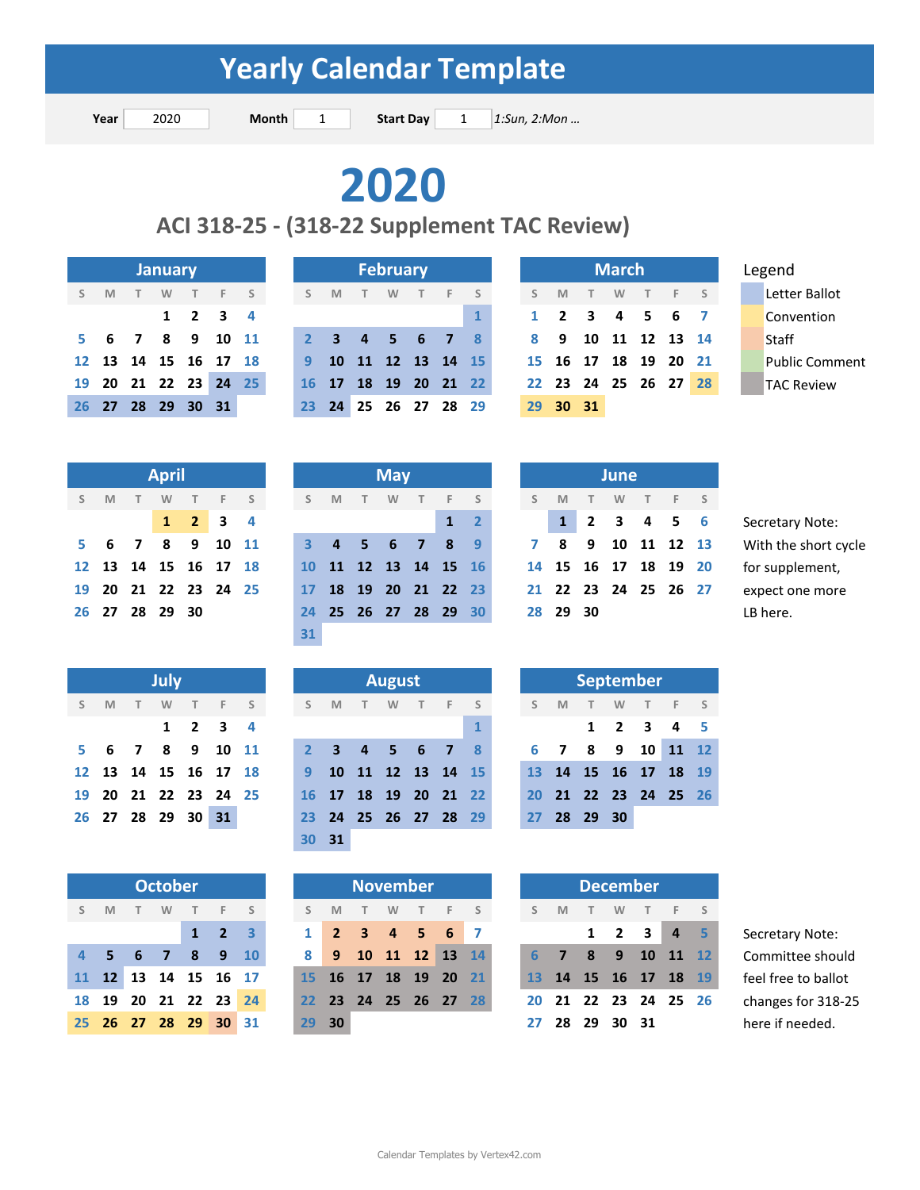# Yearly Calendar Template

**Year** 2020 **Month** 1 **Start Day** 1 *1:Sun, 2:Mon ...*

# 2020

## ACI 318-25 - (318-22 Supplement TAC Review)

### January

| S | M | T | W | T | F | S |
|---|---|---|---|---|---|---|
| | | | 1 | 2 | 3 | 4 |
| 5 | 6 | 7 | 8 | 9 | 10 | 11 |
| 12 | 13 | 14 | 15 | 16 | 17 | 18 |
| 19 | 20 | 21 | 22 | 23 | 24 | 25 |
| 26 | 27 | 28 | 29 | 30 | 31 | |

### February

| S | M | T | W | T | F | S |
|---|---|---|---|---|---|---|
| | | | | | | 1 |
| 2 | 3 | 4 | 5 | 6 | 7 | 8 |
| 9 | 10 | 11 | 12 | 13 | 14 | 15 |
| 16 | 17 | 18 | 19 | 20 | 21 | 22 |
| 23 | 24 | 25 | 26 | 27 | 28 | 29 |

### March

| S | M | T | W | T | F | S |
|---|---|---|---|---|---|---|
| 1 | 2 | 3 | 4 | 5 | 6 | 7 |
| 8 | 9 | 10 | 11 | 12 | 13 | 14 |
| 15 | 16 | 17 | 18 | 19 | 20 | 21 |
| 22 | 23 | 24 | 25 | 26 | 27 | 28 |
| 29 | 30 | 31 | | | | |

**Legend**

- Letter Ballot
- Convention
- Staff
- Public Comment
- TAC Review

### April

| S | M | T | W | T | F | S |
|---|---|---|---|---|---|---|
| | | | 1 | 2 | 3 | 4 |
| 5 | 6 | 7 | 8 | 9 | 10 | 11 |
| 12 | 13 | 14 | 15 | 16 | 17 | 18 |
| 19 | 20 | 21 | 22 | 23 | 24 | 25 |
| 26 | 27 | 28 | 29 | 30 | | |

### May

| S | M | T | W | T | F | S |
|---|---|---|---|---|---|---|
| | | | | | 1 | 2 |
| 3 | 4 | 5 | 6 | 7 | 8 | 9 |
| 10 | 11 | 12 | 13 | 14 | 15 | 16 |
| 17 | 18 | 19 | 20 | 21 | 22 | 23 |
| 24 | 25 | 26 | 27 | 28 | 29 | 30 |
| 31 | | | | | | |

### June

| S | M | T | W | T | F | S |
|---|---|---|---|---|---|---|
| | 1 | 2 | 3 | 4 | 5 | 6 |
| 7 | 8 | 9 | 10 | 11 | 12 | 13 |
| 14 | 15 | 16 | 17 | 18 | 19 | 20 |
| 21 | 22 | 23 | 24 | 25 | 26 | 27 |
| 28 | 29 | 30 | | | | |

Secretary Note: With the short cycle for supplement, expect one more LB here.

### July

| S | M | T | W | T | F | S |
|---|---|---|---|---|---|---|
| | | | 1 | 2 | 3 | 4 |
| 5 | 6 | 7 | 8 | 9 | 10 | 11 |
| 12 | 13 | 14 | 15 | 16 | 17 | 18 |
| 19 | 20 | 21 | 22 | 23 | 24 | 25 |
| 26 | 27 | 28 | 29 | 30 | 31 | |

### August

| S | M | T | W | T | F | S |
|---|---|---|---|---|---|---|
| | | | | | | 1 |
| 2 | 3 | 4 | 5 | 6 | 7 | 8 |
| 9 | 10 | 11 | 12 | 13 | 14 | 15 |
| 16 | 17 | 18 | 19 | 20 | 21 | 22 |
| 23 | 24 | 25 | 26 | 27 | 28 | 29 |
| 30 | 31 | | | | | |

### September

| S | M | T | W | T | F | S |
|---|---|---|---|---|---|---|
| | | 1 | 2 | 3 | 4 | 5 |
| 6 | 7 | 8 | 9 | 10 | 11 | 12 |
| 13 | 14 | 15 | 16 | 17 | 18 | 19 |
| 20 | 21 | 22 | 23 | 24 | 25 | 26 |
| 27 | 28 | 29 | 30 | | | |

### October

| S | M | T | W | T | F | S |
|---|---|---|---|---|---|---|
| | | | | 1 | 2 | 3 |
| 4 | 5 | 6 | 7 | 8 | 9 | 10 |
| 11 | 12 | 13 | 14 | 15 | 16 | 17 |
| 18 | 19 | 20 | 21 | 22 | 23 | 24 |
| 25 | 26 | 27 | 28 | 29 | 30 | 31 |

### November

| S | M | T | W | T | F | S |
|---|---|---|---|---|---|---|
| 1 | 2 | 3 | 4 | 5 | 6 | 7 |
| 8 | 9 | 10 | 11 | 12 | 13 | 14 |
| 15 | 16 | 17 | 18 | 19 | 20 | 21 |
| 22 | 23 | 24 | 25 | 26 | 27 | 28 |
| 29 | 30 | | | | | |

### December

| S | M | T | W | T | F | S |
|---|---|---|---|---|---|---|
| | | 1 | 2 | 3 | 4 | 5 |
| 6 | 7 | 8 | 9 | 10 | 11 | 12 |
| 13 | 14 | 15 | 16 | 17 | 18 | 19 |
| 20 | 21 | 22 | 23 | 24 | 25 | 26 |
| 27 | 28 | 29 | 30 | 31 | | |

Secretary Note: Committee should feel free to ballot changes for 318-25 here if needed.

Calendar Templates by Vertex42.com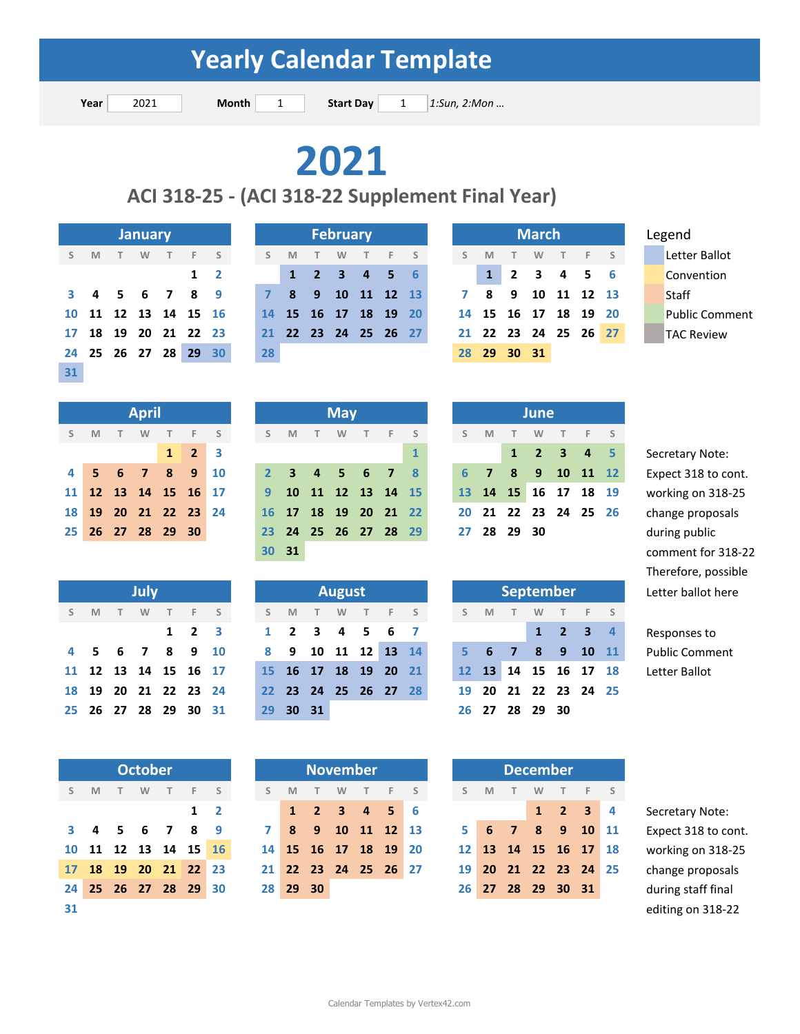# Yearly Calendar Template

**Year** 2021 **Month** 1 **Start Day** 1 *1:Sun, 2:Mon ...*

# 2021

## ACI 318-25 - (ACI 318-22 Supplement Final Year)

**Legend**

- Letter Ballot
- Convention
- Staff
- Public Comment
- TAC Review

### January

| S | M | T | W | T | F | S |
|---|---|---|---|---|---|---|
| | | | | | 1 | 2 |
| 3 | 4 | 5 | 6 | 7 | 8 | 9 |
| 10 | 11 | 12 | 13 | 14 | 15 | 16 |
| 17 | 18 | 19 | 20 | 21 | 22 | 23 |
| 24 | 25 | 26 | 27 | 28 | 29 | 30 |
| 31 | | | | | | |

### February

| S | M | T | W | T | F | S |
|---|---|---|---|---|---|---|
| | 1 | 2 | 3 | 4 | 5 | 6 |
| 7 | 8 | 9 | 10 | 11 | 12 | 13 |
| 14 | 15 | 16 | 17 | 18 | 19 | 20 |
| 21 | 22 | 23 | 24 | 25 | 26 | 27 |
| 28 | | | | | | |

### March

| S | M | T | W | T | F | S |
|---|---|---|---|---|---|---|
| | 1 | 2 | 3 | 4 | 5 | 6 |
| 7 | 8 | 9 | 10 | 11 | 12 | 13 |
| 14 | 15 | 16 | 17 | 18 | 19 | 20 |
| 21 | 22 | 23 | 24 | 25 | 26 | 27 |
| 28 | 29 | 30 | 31 | | | |

### April

| S | M | T | W | T | F | S |
|---|---|---|---|---|---|---|
| | | | | 1 | 2 | 3 |
| 4 | 5 | 6 | 7 | 8 | 9 | 10 |
| 11 | 12 | 13 | 14 | 15 | 16 | 17 |
| 18 | 19 | 20 | 21 | 22 | 23 | 24 |
| 25 | 26 | 27 | 28 | 29 | 30 | |

### May

| S | M | T | W | T | F | S |
|---|---|---|---|---|---|---|
| | | | | | | 1 |
| 2 | 3 | 4 | 5 | 6 | 7 | 8 |
| 9 | 10 | 11 | 12 | 13 | 14 | 15 |
| 16 | 17 | 18 | 19 | 20 | 21 | 22 |
| 23 | 24 | 25 | 26 | 27 | 28 | 29 |
| 30 | 31 | | | | | |

### June

| S | M | T | W | T | F | S |
|---|---|---|---|---|---|---|
| | | 1 | 2 | 3 | 4 | 5 |
| 6 | 7 | 8 | 9 | 10 | 11 | 12 |
| 13 | 14 | 15 | 16 | 17 | 18 | 19 |
| 20 | 21 | 22 | 23 | 24 | 25 | 26 |
| 27 | 28 | 29 | 30 | | | |

Secretary Note: Expect 318 to cont. working on 318-25 change proposals during public comment for 318-22 Therefore, possible Letter ballot here

### July

| S | M | T | W | T | F | S |
|---|---|---|---|---|---|---|
| | | | | 1 | 2 | 3 |
| 4 | 5 | 6 | 7 | 8 | 9 | 10 |
| 11 | 12 | 13 | 14 | 15 | 16 | 17 |
| 18 | 19 | 20 | 21 | 22 | 23 | 24 |
| 25 | 26 | 27 | 28 | 29 | 30 | 31 |

### August

| S | M | T | W | T | F | S |
|---|---|---|---|---|---|---|
| 1 | 2 | 3 | 4 | 5 | 6 | 7 |
| 8 | 9 | 10 | 11 | 12 | 13 | 14 |
| 15 | 16 | 17 | 18 | 19 | 20 | 21 |
| 22 | 23 | 24 | 25 | 26 | 27 | 28 |
| 29 | 30 | 31 | | | | |

### September

| S | M | T | W | T | F | S |
|---|---|---|---|---|---|---|
| | | | 1 | 2 | 3 | 4 |
| 5 | 6 | 7 | 8 | 9 | 10 | 11 |
| 12 | 13 | 14 | 15 | 16 | 17 | 18 |
| 19 | 20 | 21 | 22 | 23 | 24 | 25 |
| 26 | 27 | 28 | 29 | 30 | | |

Responses to Public Comment Letter Ballot

### October

| S | M | T | W | T | F | S |
|---|---|---|---|---|---|---|
| | | | | | 1 | 2 |
| 3 | 4 | 5 | 6 | 7 | 8 | 9 |
| 10 | 11 | 12 | 13 | 14 | 15 | 16 |
| 17 | 18 | 19 | 20 | 21 | 22 | 23 |
| 24 | 25 | 26 | 27 | 28 | 29 | 30 |
| 31 | | | | | | |

### November

| S | M | T | W | T | F | S |
|---|---|---|---|---|---|---|
| | 1 | 2 | 3 | 4 | 5 | 6 |
| 7 | 8 | 9 | 10 | 11 | 12 | 13 |
| 14 | 15 | 16 | 17 | 18 | 19 | 20 |
| 21 | 22 | 23 | 24 | 25 | 26 | 27 |
| 28 | 29 | 30 | | | | |

### December

| S | M | T | W | T | F | S |
|---|---|---|---|---|---|---|
| | | | 1 | 2 | 3 | 4 |
| 5 | 6 | 7 | 8 | 9 | 10 | 11 |
| 12 | 13 | 14 | 15 | 16 | 17 | 18 |
| 19 | 20 | 21 | 22 | 23 | 24 | 25 |
| 26 | 27 | 28 | 29 | 30 | 31 | |

Secretary Note: Expect 318 to cont. working on 318-25 change proposals during staff final editing on 318-22

Calendar Templates by Vertex42.com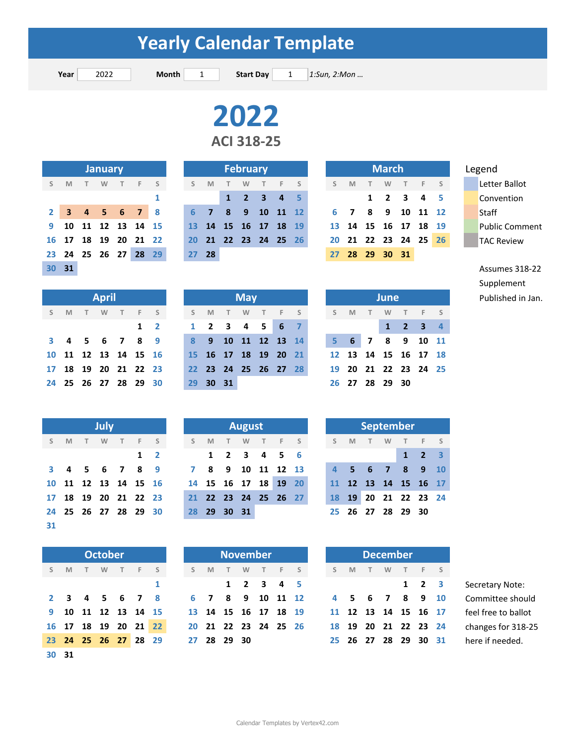# Yearly Calendar Template

**Year** 2022 **Month** 1 **Start Day** 1 *1:Sun, 2:Mon ...*

# 2022

## ACI 318-25

### January

| S | M | T | W | T | F | S |
|---|---|---|---|---|---|---|
| | | | | | | 1 |
| 2 | 3 | 4 | 5 | 6 | 7 | 8 |
| 9 | 10 | 11 | 12 | 13 | 14 | 15 |
| 16 | 17 | 18 | 19 | 20 | 21 | 22 |
| 23 | 24 | 25 | 26 | 27 | 28 | 29 |
| 30 | 31 | | | | | |

### February

| S | M | T | W | T | F | S |
|---|---|---|---|---|---|---|
| | | 1 | 2 | 3 | 4 | 5 |
| 6 | 7 | 8 | 9 | 10 | 11 | 12 |
| 13 | 14 | 15 | 16 | 17 | 18 | 19 |
| 20 | 21 | 22 | 23 | 24 | 25 | 26 |
| 27 | 28 | | | | | |

### March

| S | M | T | W | T | F | S |
|---|---|---|---|---|---|---|
| | | 1 | 2 | 3 | 4 | 5 |
| 6 | 7 | 8 | 9 | 10 | 11 | 12 |
| 13 | 14 | 15 | 16 | 17 | 18 | 19 |
| 20 | 21 | 22 | 23 | 24 | 25 | 26 |
| 27 | 28 | 29 | 30 | 31 | | |

### April

| S | M | T | W | T | F | S |
|---|---|---|---|---|---|---|
| | | | | | 1 | 2 |
| 3 | 4 | 5 | 6 | 7 | 8 | 9 |
| 10 | 11 | 12 | 13 | 14 | 15 | 16 |
| 17 | 18 | 19 | 20 | 21 | 22 | 23 |
| 24 | 25 | 26 | 27 | 28 | 29 | 30 |

### May

| S | M | T | W | T | F | S |
|---|---|---|---|---|---|---|
| 1 | 2 | 3 | 4 | 5 | 6 | 7 |
| 8 | 9 | 10 | 11 | 12 | 13 | 14 |
| 15 | 16 | 17 | 18 | 19 | 20 | 21 |
| 22 | 23 | 24 | 25 | 26 | 27 | 28 |
| 29 | 30 | 31 | | | | |

### June

| S | M | T | W | T | F | S |
|---|---|---|---|---|---|---|
| | | | 1 | 2 | 3 | 4 |
| 5 | 6 | 7 | 8 | 9 | 10 | 11 |
| 12 | 13 | 14 | 15 | 16 | 17 | 18 |
| 19 | 20 | 21 | 22 | 23 | 24 | 25 |
| 26 | 27 | 28 | 29 | 30 | | |

### July

| S | M | T | W | T | F | S |
|---|---|---|---|---|---|---|
| | | | | | 1 | 2 |
| 3 | 4 | 5 | 6 | 7 | 8 | 9 |
| 10 | 11 | 12 | 13 | 14 | 15 | 16 |
| 17 | 18 | 19 | 20 | 21 | 22 | 23 |
| 24 | 25 | 26 | 27 | 28 | 29 | 30 |
| 31 | | | | | | |

### August

| S | M | T | W | T | F | S |
|---|---|---|---|---|---|---|
| | 1 | 2 | 3 | 4 | 5 | 6 |
| 7 | 8 | 9 | 10 | 11 | 12 | 13 |
| 14 | 15 | 16 | 17 | 18 | 19 | 20 |
| 21 | 22 | 23 | 24 | 25 | 26 | 27 |
| 28 | 29 | 30 | 31 | | | |

### September

| S | M | T | W | T | F | S |
|---|---|---|---|---|---|---|
| | | | | 1 | 2 | 3 |
| 4 | 5 | 6 | 7 | 8 | 9 | 10 |
| 11 | 12 | 13 | 14 | 15 | 16 | 17 |
| 18 | 19 | 20 | 21 | 22 | 23 | 24 |
| 25 | 26 | 27 | 28 | 29 | 30 | |

### October

| S | M | T | W | T | F | S |
|---|---|---|---|---|---|---|
| | | | | | | 1 |
| 2 | 3 | 4 | 5 | 6 | 7 | 8 |
| 9 | 10 | 11 | 12 | 13 | 14 | 15 |
| 16 | 17 | 18 | 19 | 20 | 21 | 22 |
| 23 | 24 | 25 | 26 | 27 | 28 | 29 |
| 30 | 31 | | | | | |

### November

| S | M | T | W | T | F | S |
|---|---|---|---|---|---|---|
| | | 1 | 2 | 3 | 4 | 5 |
| 6 | 7 | 8 | 9 | 10 | 11 | 12 |
| 13 | 14 | 15 | 16 | 17 | 18 | 19 |
| 20 | 21 | 22 | 23 | 24 | 25 | 26 |
| 27 | 28 | 29 | 30 | | | |

### December

| S | M | T | W | T | F | S |
|---|---|---|---|---|---|---|
| | | | | 1 | 2 | 3 |
| 4 | 5 | 6 | 7 | 8 | 9 | 10 |
| 11 | 12 | 13 | 14 | 15 | 16 | 17 |
| 18 | 19 | 20 | 21 | 22 | 23 | 24 |
| 25 | 26 | 27 | 28 | 29 | 30 | 31 |

### Legend

- Letter Ballot
- Convention
- Staff
- Public Comment
- TAC Review

Assumes 318-22 Supplement Published in Jan.

Secretary Note: Committee should feel free to ballot changes for 318-25 here if needed.

Calendar Templates by Vertex42.com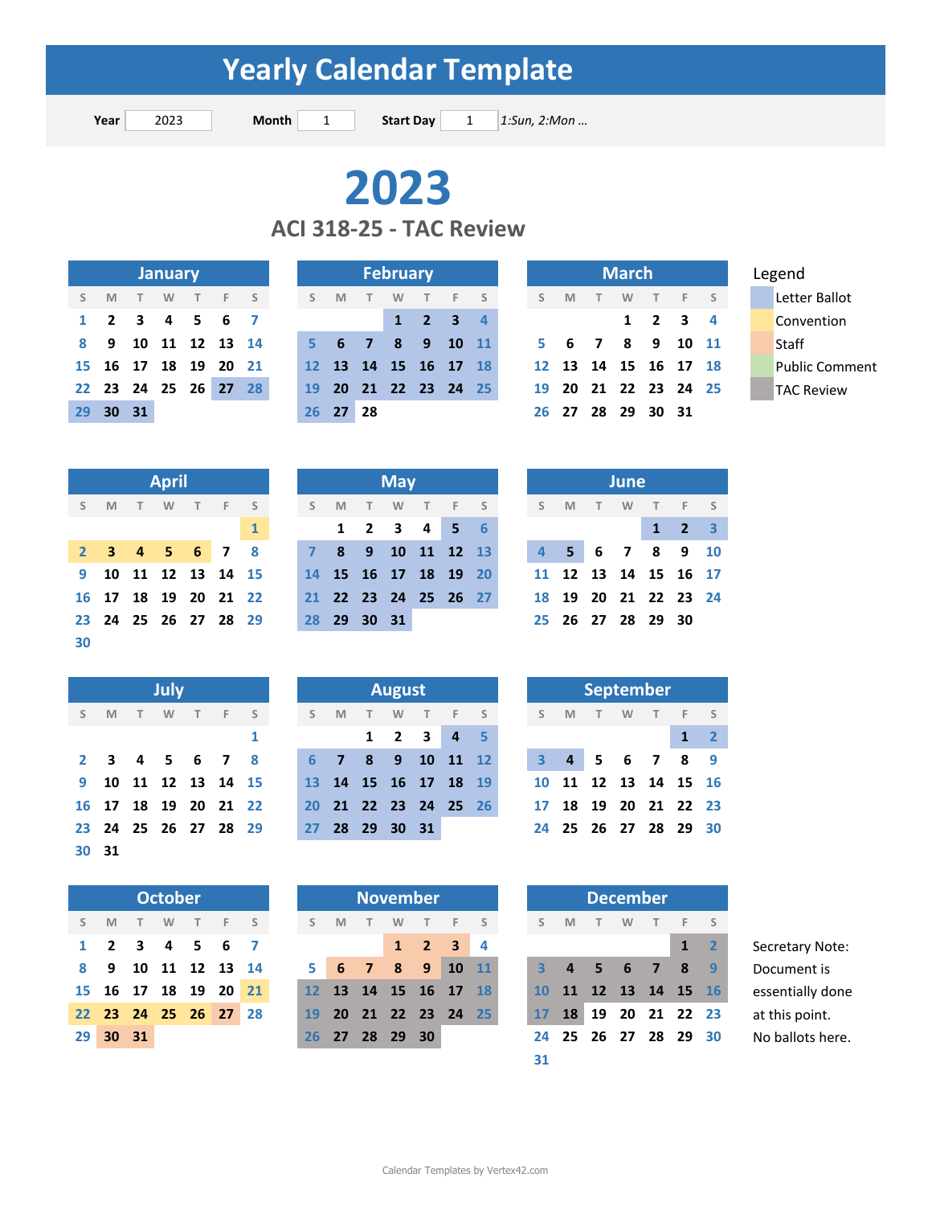# Yearly Calendar Template

**Year** 2023 **Month** 1 **Start Day** 1 *1:Sun, 2:Mon ...*

# 2023

## ACI 318-25 - TAC Review

**Legend**

- Letter Ballot
- Convention
- Staff
- Public Comment
- TAC Review

### January

| S | M | T | W | T | F | S |
|---|---|---|---|---|---|---|
| 1 | 2 | 3 | 4 | 5 | 6 | 7 |
| 8 | 9 | 10 | 11 | 12 | 13 | 14 |
| 15 | 16 | 17 | 18 | 19 | 20 | 21 |
| 22 | 23 | 24 | 25 | 26 | 27 | 28 |
| 29 | 30 | 31 | | | | |

### February

| S | M | T | W | T | F | S |
|---|---|---|---|---|---|---|
| | | | 1 | 2 | 3 | 4 |
| 5 | 6 | 7 | 8 | 9 | 10 | 11 |
| 12 | 13 | 14 | 15 | 16 | 17 | 18 |
| 19 | 20 | 21 | 22 | 23 | 24 | 25 |
| 26 | 27 | 28 | | | | |

### March

| S | M | T | W | T | F | S |
|---|---|---|---|---|---|---|
| | | | 1 | 2 | 3 | 4 |
| 5 | 6 | 7 | 8 | 9 | 10 | 11 |
| 12 | 13 | 14 | 15 | 16 | 17 | 18 |
| 19 | 20 | 21 | 22 | 23 | 24 | 25 |
| 26 | 27 | 28 | 29 | 30 | 31 | |

### April

| S | M | T | W | T | F | S |
|---|---|---|---|---|---|---|
| | | | | | | 1 |
| 2 | 3 | 4 | 5 | 6 | 7 | 8 |
| 9 | 10 | 11 | 12 | 13 | 14 | 15 |
| 16 | 17 | 18 | 19 | 20 | 21 | 22 |
| 23 | 24 | 25 | 26 | 27 | 28 | 29 |
| 30 | | | | | | |

### May

| S | M | T | W | T | F | S |
|---|---|---|---|---|---|---|
| | 1 | 2 | 3 | 4 | 5 | 6 |
| 7 | 8 | 9 | 10 | 11 | 12 | 13 |
| 14 | 15 | 16 | 17 | 18 | 19 | 20 |
| 21 | 22 | 23 | 24 | 25 | 26 | 27 |
| 28 | 29 | 30 | 31 | | | |

### June

| S | M | T | W | T | F | S |
|---|---|---|---|---|---|---|
| | | | | 1 | 2 | 3 |
| 4 | 5 | 6 | 7 | 8 | 9 | 10 |
| 11 | 12 | 13 | 14 | 15 | 16 | 17 |
| 18 | 19 | 20 | 21 | 22 | 23 | 24 |
| 25 | 26 | 27 | 28 | 29 | 30 | |

### July

| S | M | T | W | T | F | S |
|---|---|---|---|---|---|---|
| | | | | | | 1 |
| 2 | 3 | 4 | 5 | 6 | 7 | 8 |
| 9 | 10 | 11 | 12 | 13 | 14 | 15 |
| 16 | 17 | 18 | 19 | 20 | 21 | 22 |
| 23 | 24 | 25 | 26 | 27 | 28 | 29 |
| 30 | 31 | | | | | |

### August

| S | M | T | W | T | F | S |
|---|---|---|---|---|---|---|
| | | 1 | 2 | 3 | 4 | 5 |
| 6 | 7 | 8 | 9 | 10 | 11 | 12 |
| 13 | 14 | 15 | 16 | 17 | 18 | 19 |
| 20 | 21 | 22 | 23 | 24 | 25 | 26 |
| 27 | 28 | 29 | 30 | 31 | | |

### September

| S | M | T | W | T | F | S |
|---|---|---|---|---|---|---|
| | | | | | 1 | 2 |
| 3 | 4 | 5 | 6 | 7 | 8 | 9 |
| 10 | 11 | 12 | 13 | 14 | 15 | 16 |
| 17 | 18 | 19 | 20 | 21 | 22 | 23 |
| 24 | 25 | 26 | 27 | 28 | 29 | 30 |

### October

| S | M | T | W | T | F | S |
|---|---|---|---|---|---|---|
| 1 | 2 | 3 | 4 | 5 | 6 | 7 |
| 8 | 9 | 10 | 11 | 12 | 13 | 14 |
| 15 | 16 | 17 | 18 | 19 | 20 | 21 |
| 22 | 23 | 24 | 25 | 26 | 27 | 28 |
| 29 | 30 | 31 | | | | |

### November

| S | M | T | W | T | F | S |
|---|---|---|---|---|---|---|
| | | | 1 | 2 | 3 | 4 |
| 5 | 6 | 7 | 8 | 9 | 10 | 11 |
| 12 | 13 | 14 | 15 | 16 | 17 | 18 |
| 19 | 20 | 21 | 22 | 23 | 24 | 25 |
| 26 | 27 | 28 | 29 | 30 | | |

### December

| S | M | T | W | T | F | S |
|---|---|---|---|---|---|---|
| | | | | | 1 | 2 |
| 3 | 4 | 5 | 6 | 7 | 8 | 9 |
| 10 | 11 | 12 | 13 | 14 | 15 | 16 |
| 17 | 18 | 19 | 20 | 21 | 22 | 23 |
| 24 | 25 | 26 | 27 | 28 | 29 | 30 |
| 31 | | | | | | |

Secretary Note: Document is essentially done at this point. No ballots here.

Calendar Templates by Vertex42.com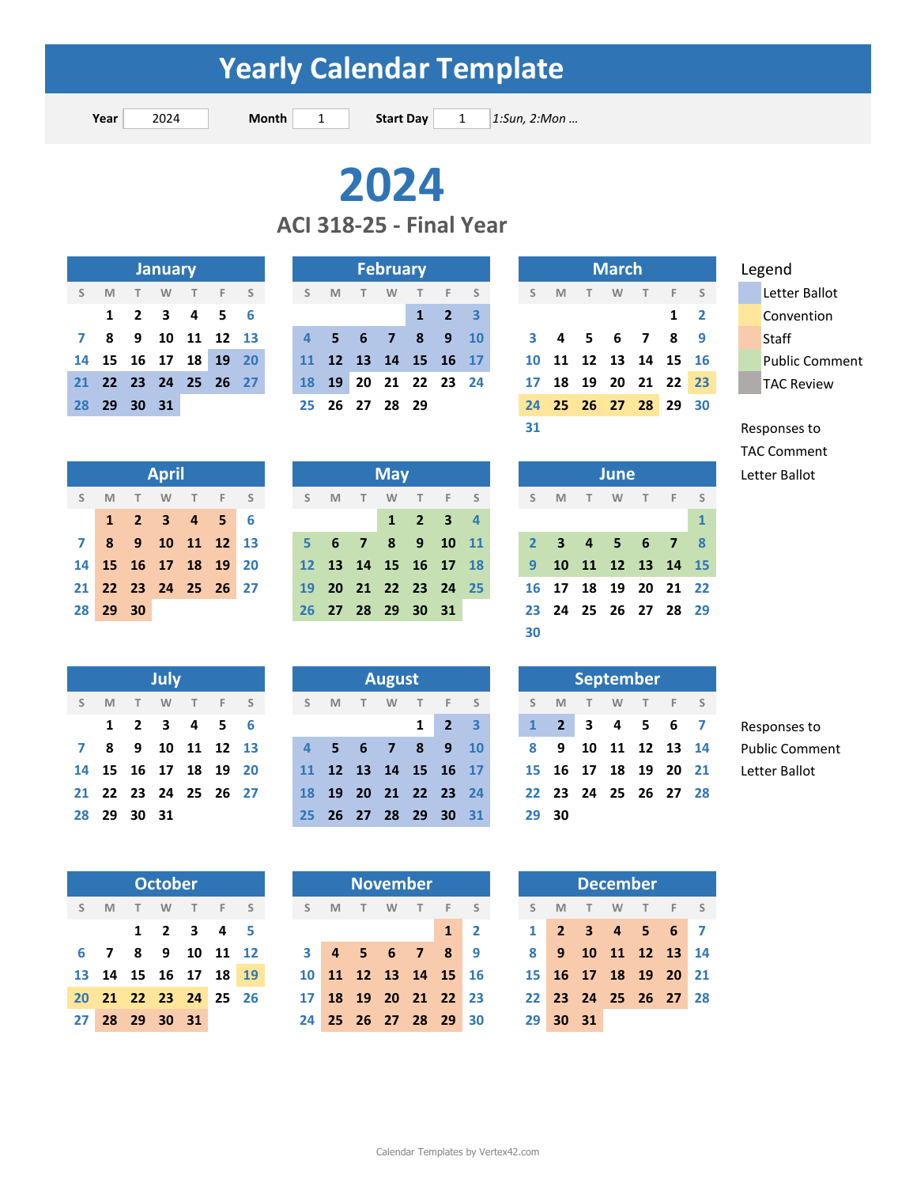# Yearly Calendar Template

**Year** 2024 **Month** 1 **Start Day** 1 *1:Sun, 2:Mon ...*

# 2024

## ACI 318-25 - Final Year

### January

| S | M | T | W | T | F | S |
|---|---|---|---|---|---|---|
| | 1 | 2 | 3 | 4 | 5 | 6 |
| 7 | 8 | 9 | 10 | 11 | 12 | 13 |
| 14 | 15 | 16 | 17 | 18 | 19 | 20 |
| 21 | 22 | 23 | 24 | 25 | 26 | 27 |
| 28 | 29 | 30 | 31 | | | |

### February

| S | M | T | W | T | F | S |
|---|---|---|---|---|---|---|
| | | | | 1 | 2 | 3 |
| 4 | 5 | 6 | 7 | 8 | 9 | 10 |
| 11 | 12 | 13 | 14 | 15 | 16 | 17 |
| 18 | 19 | 20 | 21 | 22 | 23 | 24 |
| 25 | 26 | 27 | 28 | 29 | | |

### March

| S | M | T | W | T | F | S |
|---|---|---|---|---|---|---|
| | | | | | 1 | 2 |
| 3 | 4 | 5 | 6 | 7 | 8 | 9 |
| 10 | 11 | 12 | 13 | 14 | 15 | 16 |
| 17 | 18 | 19 | 20 | 21 | 22 | 23 |
| 24 | 25 | 26 | 27 | 28 | 29 | 30 |
| 31 | | | | | | |

### April

| S | M | T | W | T | F | S |
|---|---|---|---|---|---|---|
| | 1 | 2 | 3 | 4 | 5 | 6 |
| 7 | 8 | 9 | 10 | 11 | 12 | 13 |
| 14 | 15 | 16 | 17 | 18 | 19 | 20 |
| 21 | 22 | 23 | 24 | 25 | 26 | 27 |
| 28 | 29 | 30 | | | | |

### May

| S | M | T | W | T | F | S |
|---|---|---|---|---|---|---|
| | | | 1 | 2 | 3 | 4 |
| 5 | 6 | 7 | 8 | 9 | 10 | 11 |
| 12 | 13 | 14 | 15 | 16 | 17 | 18 |
| 19 | 20 | 21 | 22 | 23 | 24 | 25 |
| 26 | 27 | 28 | 29 | 30 | 31 | |

### June

| S | M | T | W | T | F | S |
|---|---|---|---|---|---|---|
| | | | | | | 1 |
| 2 | 3 | 4 | 5 | 6 | 7 | 8 |
| 9 | 10 | 11 | 12 | 13 | 14 | 15 |
| 16 | 17 | 18 | 19 | 20 | 21 | 22 |
| 23 | 24 | 25 | 26 | 27 | 28 | 29 |
| 30 | | | | | | |

### July

| S | M | T | W | T | F | S |
|---|---|---|---|---|---|---|
| | 1 | 2 | 3 | 4 | 5 | 6 |
| 7 | 8 | 9 | 10 | 11 | 12 | 13 |
| 14 | 15 | 16 | 17 | 18 | 19 | 20 |
| 21 | 22 | 23 | 24 | 25 | 26 | 27 |
| 28 | 29 | 30 | 31 | | | |

### August

| S | M | T | W | T | F | S |
|---|---|---|---|---|---|---|
| | | | | 1 | 2 | 3 |
| 4 | 5 | 6 | 7 | 8 | 9 | 10 |
| 11 | 12 | 13 | 14 | 15 | 16 | 17 |
| 18 | 19 | 20 | 21 | 22 | 23 | 24 |
| 25 | 26 | 27 | 28 | 29 | 30 | 31 |

### September

| S | M | T | W | T | F | S |
|---|---|---|---|---|---|---|
| 1 | 2 | 3 | 4 | 5 | 6 | 7 |
| 8 | 9 | 10 | 11 | 12 | 13 | 14 |
| 15 | 16 | 17 | 18 | 19 | 20 | 21 |
| 22 | 23 | 24 | 25 | 26 | 27 | 28 |
| 29 | 30 | | | | | |

### October

| S | M | T | W | T | F | S |
|---|---|---|---|---|---|---|
| | | 1 | 2 | 3 | 4 | 5 |
| 6 | 7 | 8 | 9 | 10 | 11 | 12 |
| 13 | 14 | 15 | 16 | 17 | 18 | 19 |
| 20 | 21 | 22 | 23 | 24 | 25 | 26 |
| 27 | 28 | 29 | 30 | 31 | | |

### November

| S | M | T | W | T | F | S |
|---|---|---|---|---|---|---|
| | | | | | 1 | 2 |
| 3 | 4 | 5 | 6 | 7 | 8 | 9 |
| 10 | 11 | 12 | 13 | 14 | 15 | 16 |
| 17 | 18 | 19 | 20 | 21 | 22 | 23 |
| 24 | 25 | 26 | 27 | 28 | 29 | 30 |

### December

| S | M | T | W | T | F | S |
|---|---|---|---|---|---|---|
| 1 | 2 | 3 | 4 | 5 | 6 | 7 |
| 8 | 9 | 10 | 11 | 12 | 13 | 14 |
| 15 | 16 | 17 | 18 | 19 | 20 | 21 |
| 22 | 23 | 24 | 25 | 26 | 27 | 28 |
| 29 | 30 | 31 | | | | |

### Legend

- Letter Ballot
- Convention
- Staff
- Public Comment
- TAC Review

Responses to TAC Comment Letter Ballot

Responses to Public Comment Letter Ballot

Calendar Templates by Vertex42.com